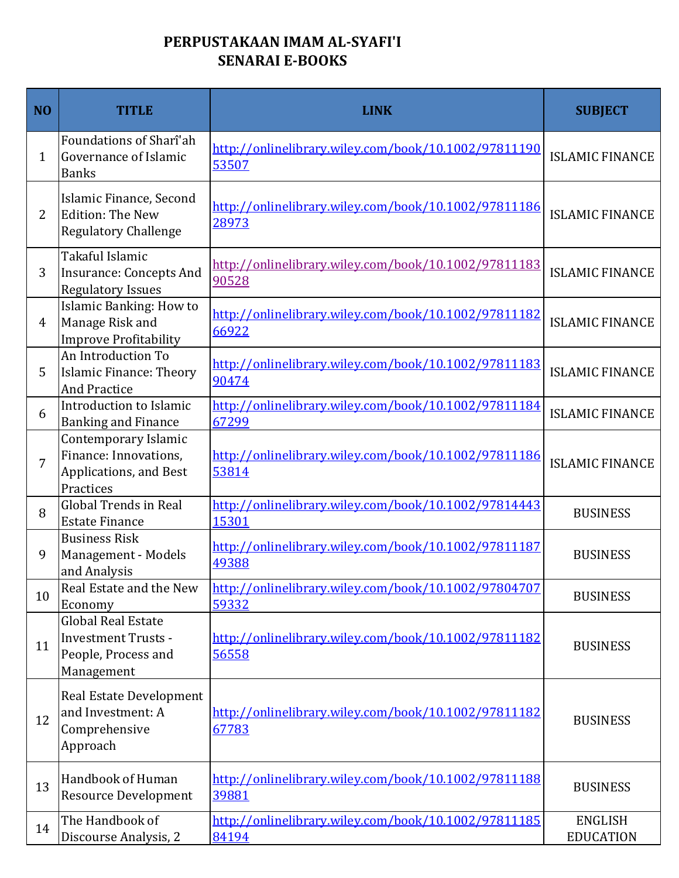# PERPUSTAKAAN IMAM AL-SYAFI'I
## SENARAI E-BOOKS

| NO | TITLE | LINK | SUBJECT |
|---|---|---|---|
| 1 | Foundations of Sharî'ah Governance of Islamic Banks | http://onlinelibrary.wiley.com/book/10.1002/9781119053507 | ISLAMIC FINANCE |
| 2 | Islamic Finance, Second Edition: The New Regulatory Challenge | http://onlinelibrary.wiley.com/book/10.1002/9781118628973 | ISLAMIC FINANCE |
| 3 | Takaful Islamic Insurance: Concepts And Regulatory Issues | http://onlinelibrary.wiley.com/book/10.1002/9781118390528 | ISLAMIC FINANCE |
| 4 | Islamic Banking: How to Manage Risk and Improve Profitability | http://onlinelibrary.wiley.com/book/10.1002/9781118266922 | ISLAMIC FINANCE |
| 5 | An Introduction To Islamic Finance: Theory And Practice | http://onlinelibrary.wiley.com/book/10.1002/9781118390474 | ISLAMIC FINANCE |
| 6 | Introduction to Islamic Banking and Finance | http://onlinelibrary.wiley.com/book/10.1002/9781118467299 | ISLAMIC FINANCE |
| 7 | Contemporary Islamic Finance: Innovations, Applications, and Best Practices | http://onlinelibrary.wiley.com/book/10.1002/9781118653814 | ISLAMIC FINANCE |
| 8 | Global Trends in Real Estate Finance | http://onlinelibrary.wiley.com/book/10.1002/9781444315301 | BUSINESS |
| 9 | Business Risk Management - Models and Analysis | http://onlinelibrary.wiley.com/book/10.1002/9781118749388 | BUSINESS |
| 10 | Real Estate and the New Economy | http://onlinelibrary.wiley.com/book/10.1002/9780470759332 | BUSINESS |
| 11 | Global Real Estate Investment Trusts - People, Process and Management | http://onlinelibrary.wiley.com/book/10.1002/9781118256558 | BUSINESS |
| 12 | Real Estate Development and Investment: A Comprehensive Approach | http://onlinelibrary.wiley.com/book/10.1002/9781118267783 | BUSINESS |
| 13 | Handbook of Human Resource Development | http://onlinelibrary.wiley.com/book/10.1002/9781118839881 | BUSINESS |
| 14 | The Handbook of Discourse Analysis, 2 | http://onlinelibrary.wiley.com/book/10.1002/9781118584194 | ENGLISH EDUCATION |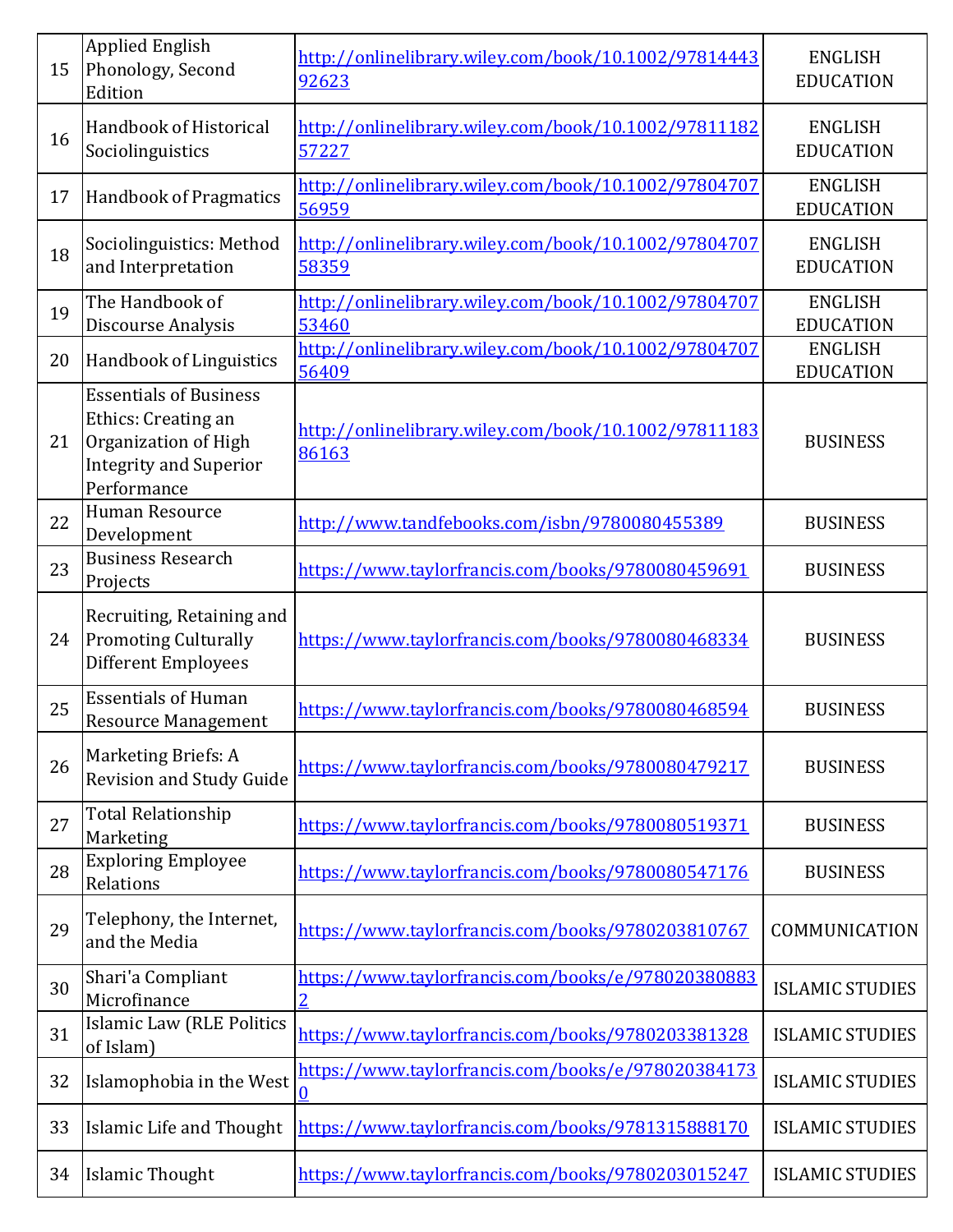| 15 | Applied English Phonology, Second Edition | http://onlinelibrary.wiley.com/book/10.1002/9781444392623 | ENGLISH EDUCATION |
|---|---|---|---|
| 16 | Handbook of Historical Sociolinguistics | http://onlinelibrary.wiley.com/book/10.1002/9781118257227 | ENGLISH EDUCATION |
| 17 | Handbook of Pragmatics | http://onlinelibrary.wiley.com/book/10.1002/9780470756959 | ENGLISH EDUCATION |
| 18 | Sociolinguistics: Method and Interpretation | http://onlinelibrary.wiley.com/book/10.1002/9780470758359 | ENGLISH EDUCATION |
| 19 | The Handbook of Discourse Analysis | http://onlinelibrary.wiley.com/book/10.1002/9780470753460 | ENGLISH EDUCATION |
| 20 | Handbook of Linguistics | http://onlinelibrary.wiley.com/book/10.1002/9780470756409 | ENGLISH EDUCATION |
| 21 | Essentials of Business Ethics: Creating an Organization of High Integrity and Superior Performance | http://onlinelibrary.wiley.com/book/10.1002/9781118386163 | BUSINESS |
| 22 | Human Resource Development | http://www.tandfebooks.com/isbn/9780080455389 | BUSINESS |
| 23 | Business Research Projects | https://www.taylorfrancis.com/books/9780080459691 | BUSINESS |
| 24 | Recruiting, Retaining and Promoting Culturally Different Employees | https://www.taylorfrancis.com/books/9780080468334 | BUSINESS |
| 25 | Essentials of Human Resource Management | https://www.taylorfrancis.com/books/9780080468594 | BUSINESS |
| 26 | Marketing Briefs: A Revision and Study Guide | https://www.taylorfrancis.com/books/9780080479217 | BUSINESS |
| 27 | Total Relationship Marketing | https://www.taylorfrancis.com/books/9780080519371 | BUSINESS |
| 28 | Exploring Employee Relations | https://www.taylorfrancis.com/books/9780080547176 | BUSINESS |
| 29 | Telephony, the Internet, and the Media | https://www.taylorfrancis.com/books/9780203810767 | COMMUNICATION |
| 30 | Shari'a Compliant Microfinance | https://www.taylorfrancis.com/books/e/9780203808832 | ISLAMIC STUDIES |
| 31 | Islamic Law (RLE Politics of Islam) | https://www.taylorfrancis.com/books/9780203381328 | ISLAMIC STUDIES |
| 32 | Islamophobia in the West | https://www.taylorfrancis.com/books/e/9780203841730 | ISLAMIC STUDIES |
| 33 | Islamic Life and Thought | https://www.taylorfrancis.com/books/9781315888170 | ISLAMIC STUDIES |
| 34 | Islamic Thought | https://www.taylorfrancis.com/books/9780203015247 | ISLAMIC STUDIES |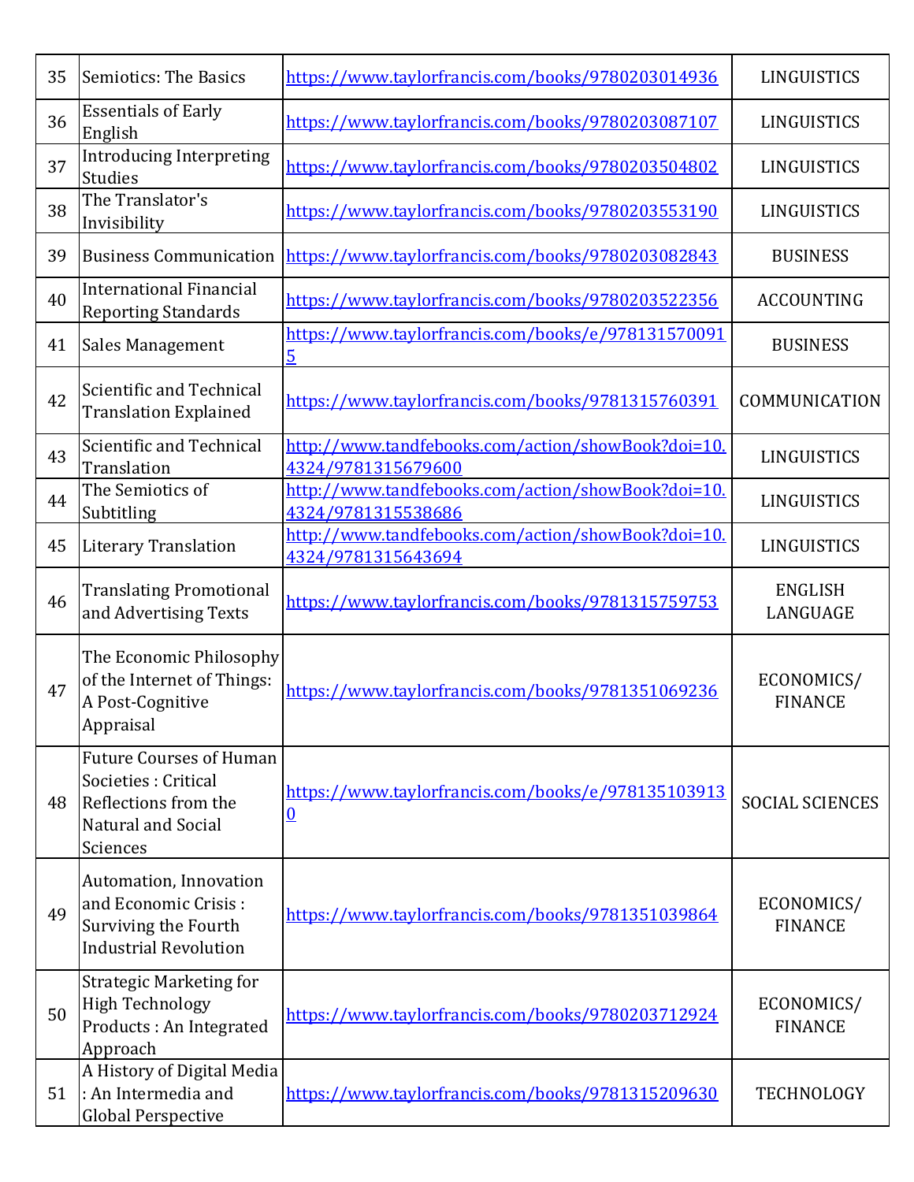| 35 | Semiotics: The Basics | https://www.taylorfrancis.com/books/9780203014936 | LINGUISTICS |
|---|---|---|---|
| 36 | Essentials of Early English | https://www.taylorfrancis.com/books/9780203087107 | LINGUISTICS |
| 37 | Introducing Interpreting Studies | https://www.taylorfrancis.com/books/9780203504802 | LINGUISTICS |
| 38 | The Translator's Invisibility | https://www.taylorfrancis.com/books/9780203553190 | LINGUISTICS |
| 39 | Business Communication | https://www.taylorfrancis.com/books/9780203082843 | BUSINESS |
| 40 | International Financial Reporting Standards | https://www.taylorfrancis.com/books/9780203522356 | ACCOUNTING |
| 41 | Sales Management | https://www.taylorfrancis.com/books/e/9781315700915 | BUSINESS |
| 42 | Scientific and Technical Translation Explained | https://www.taylorfrancis.com/books/9781315760391 | COMMUNICATION |
| 43 | Scientific and Technical Translation | http://www.tandfebooks.com/action/showBook?doi=10.4324/9781315679600 | LINGUISTICS |
| 44 | The Semiotics of Subtitling | http://www.tandfebooks.com/action/showBook?doi=10.4324/9781315538686 | LINGUISTICS |
| 45 | Literary Translation | http://www.tandfebooks.com/action/showBook?doi=10.4324/9781315643694 | LINGUISTICS |
| 46 | Translating Promotional and Advertising Texts | https://www.taylorfrancis.com/books/9781315759753 | ENGLISH LANGUAGE |
| 47 | The Economic Philosophy of the Internet of Things: A Post-Cognitive Appraisal | https://www.taylorfrancis.com/books/9781351069236 | ECONOMICS/ FINANCE |
| 48 | Future Courses of Human Societies : Critical Reflections from the Natural and Social Sciences | https://www.taylorfrancis.com/books/e/9781351039130 | SOCIAL SCIENCES |
| 49 | Automation, Innovation and Economic Crisis : Surviving the Fourth Industrial Revolution | https://www.taylorfrancis.com/books/9781351039864 | ECONOMICS/ FINANCE |
| 50 | Strategic Marketing for High Technology Products : An Integrated Approach | https://www.taylorfrancis.com/books/9780203712924 | ECONOMICS/ FINANCE |
| 51 | A History of Digital Media : An Intermedia and Global Perspective | https://www.taylorfrancis.com/books/9781315209630 | TECHNOLOGY |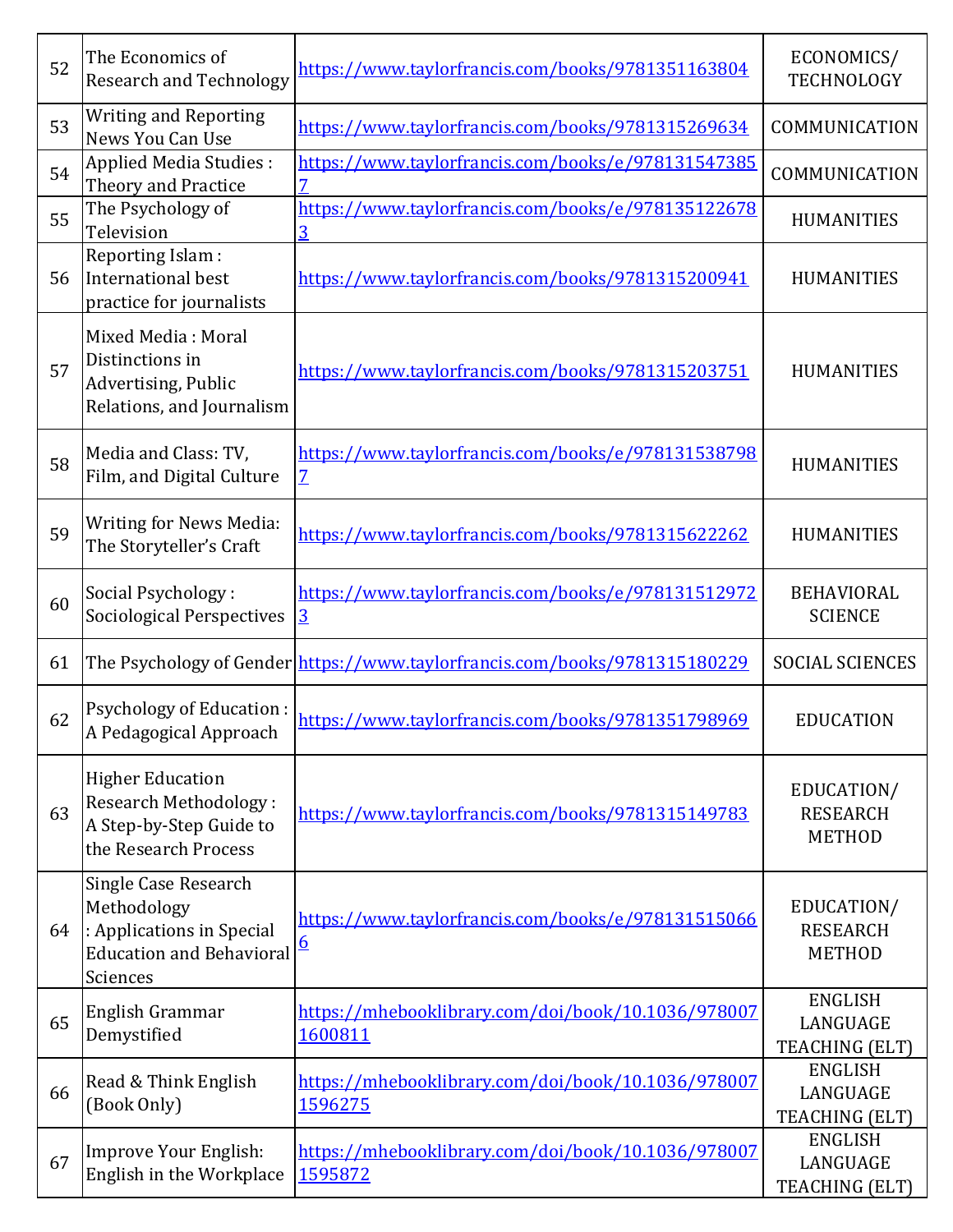| 52 | The Economics of Research and Technology | https://www.taylorfrancis.com/books/9781351163804 | ECONOMICS/ TECHNOLOGY |
|---|---|---|---|
| 53 | Writing and Reporting News You Can Use | https://www.taylorfrancis.com/books/9781315269634 | COMMUNICATION |
| 54 | Applied Media Studies : Theory and Practice | https://www.taylorfrancis.com/books/e/9781315473857 | COMMUNICATION |
| 55 | The Psychology of Television | https://www.taylorfrancis.com/books/e/9781351226783 | HUMANITIES |
| 56 | Reporting Islam : International best practice for journalists | https://www.taylorfrancis.com/books/9781315200941 | HUMANITIES |
| 57 | Mixed Media : Moral Distinctions in Advertising, Public Relations, and Journalism | https://www.taylorfrancis.com/books/9781315203751 | HUMANITIES |
| 58 | Media and Class: TV, Film, and Digital Culture | https://www.taylorfrancis.com/books/e/9781315387987 | HUMANITIES |
| 59 | Writing for News Media: The Storyteller's Craft | https://www.taylorfrancis.com/books/9781315622262 | HUMANITIES |
| 60 | Social Psychology : Sociological Perspectives | https://www.taylorfrancis.com/books/e/9781315129723 | BEHAVIORAL SCIENCE |
| 61 | The Psychology of Gender | https://www.taylorfrancis.com/books/9781315180229 | SOCIAL SCIENCES |
| 62 | Psychology of Education : A Pedagogical Approach | https://www.taylorfrancis.com/books/9781351798969 | EDUCATION |
| 63 | Higher Education Research Methodology : A Step-by-Step Guide to the Research Process | https://www.taylorfrancis.com/books/9781315149783 | EDUCATION/ RESEARCH METHOD |
| 64 | Single Case Research Methodology : Applications in Special Education and Behavioral Sciences | https://www.taylorfrancis.com/books/e/9781315150666 | EDUCATION/ RESEARCH METHOD |
| 65 | English Grammar Demystified | https://mhebooklibrary.com/doi/book/10.1036/9780071600811 | ENGLISH LANGUAGE TEACHING (ELT) |
| 66 | Read & Think English (Book Only) | https://mhebooklibrary.com/doi/book/10.1036/9780071596275 | ENGLISH LANGUAGE TEACHING (ELT) |
| 67 | Improve Your English: English in the Workplace | https://mhebooklibrary.com/doi/book/10.1036/9780071595872 | ENGLISH LANGUAGE TEACHING (ELT) |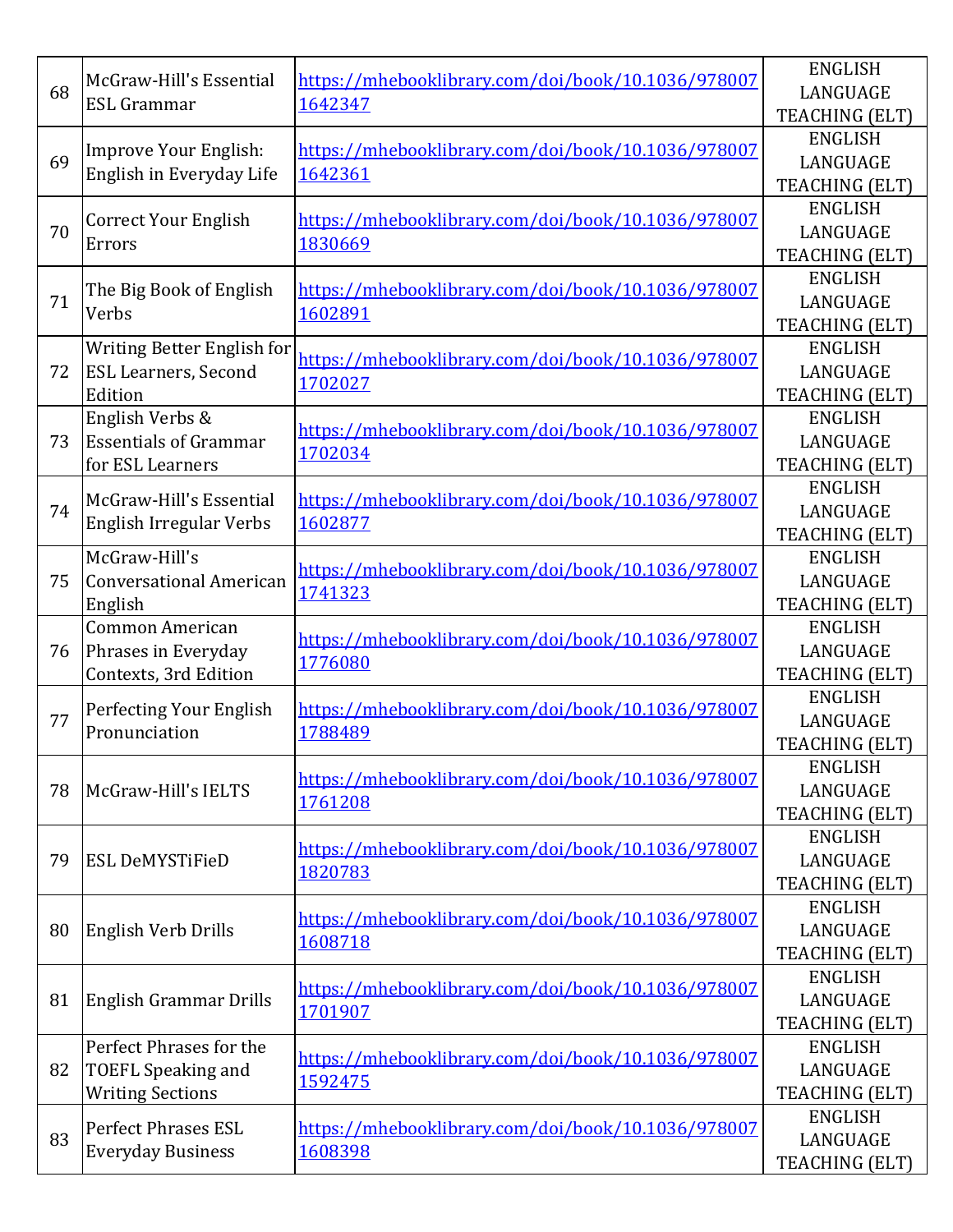| | | | |
|---|---|---|---|
| 68 | McGraw-Hill's Essential ESL Grammar | https://mhebooklibrary.com/doi/book/10.1036/9780071642347 | ENGLISH LANGUAGE TEACHING (ELT) |
| 69 | Improve Your English: English in Everyday Life | https://mhebooklibrary.com/doi/book/10.1036/9780071642361 | ENGLISH LANGUAGE TEACHING (ELT) |
| 70 | Correct Your English Errors | https://mhebooklibrary.com/doi/book/10.1036/9780071830669 | ENGLISH LANGUAGE TEACHING (ELT) |
| 71 | The Big Book of English Verbs | https://mhebooklibrary.com/doi/book/10.1036/9780071602891 | ENGLISH LANGUAGE TEACHING (ELT) |
| 72 | Writing Better English for ESL Learners, Second Edition | https://mhebooklibrary.com/doi/book/10.1036/9780071702027 | ENGLISH LANGUAGE TEACHING (ELT) |
| 73 | English Verbs & Essentials of Grammar for ESL Learners | https://mhebooklibrary.com/doi/book/10.1036/9780071702034 | ENGLISH LANGUAGE TEACHING (ELT) |
| 74 | McGraw-Hill's Essential English Irregular Verbs | https://mhebooklibrary.com/doi/book/10.1036/9780071602877 | ENGLISH LANGUAGE TEACHING (ELT) |
| 75 | McGraw-Hill's Conversational American English | https://mhebooklibrary.com/doi/book/10.1036/9780071741323 | ENGLISH LANGUAGE TEACHING (ELT) |
| 76 | Common American Phrases in Everyday Contexts, 3rd Edition | https://mhebooklibrary.com/doi/book/10.1036/9780071776080 | ENGLISH LANGUAGE TEACHING (ELT) |
| 77 | Perfecting Your English Pronunciation | https://mhebooklibrary.com/doi/book/10.1036/9780071788489 | ENGLISH LANGUAGE TEACHING (ELT) |
| 78 | McGraw-Hill's IELTS | https://mhebooklibrary.com/doi/book/10.1036/9780071761208 | ENGLISH LANGUAGE TEACHING (ELT) |
| 79 | ESL DeMYSTiFieD | https://mhebooklibrary.com/doi/book/10.1036/9780071820783 | ENGLISH LANGUAGE TEACHING (ELT) |
| 80 | English Verb Drills | https://mhebooklibrary.com/doi/book/10.1036/9780071608718 | ENGLISH LANGUAGE TEACHING (ELT) |
| 81 | English Grammar Drills | https://mhebooklibrary.com/doi/book/10.1036/9780071701907 | ENGLISH LANGUAGE TEACHING (ELT) |
| 82 | Perfect Phrases for the TOEFL Speaking and Writing Sections | https://mhebooklibrary.com/doi/book/10.1036/9780071592475 | ENGLISH LANGUAGE TEACHING (ELT) |
| 83 | Perfect Phrases ESL Everyday Business | https://mhebooklibrary.com/doi/book/10.1036/9780071608398 | ENGLISH LANGUAGE TEACHING (ELT) |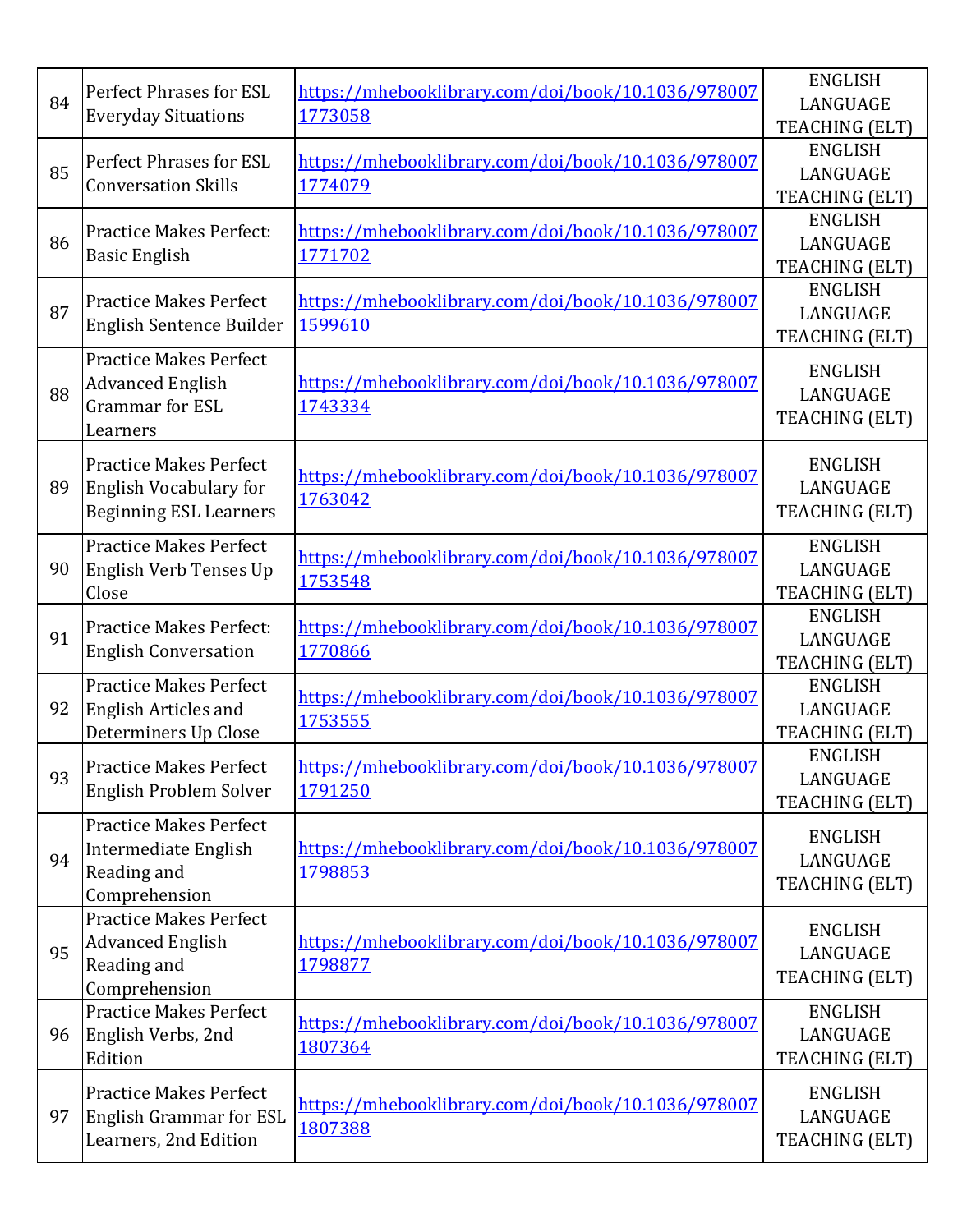| | | | |
|---|---|---|---|
| 84 | Perfect Phrases for ESL Everyday Situations | https://mhebooklibrary.com/doi/book/10.1036/9780071773058 | ENGLISH LANGUAGE TEACHING (ELT) |
| 85 | Perfect Phrases for ESL Conversation Skills | https://mhebooklibrary.com/doi/book/10.1036/9780071774079 | ENGLISH LANGUAGE TEACHING (ELT) |
| 86 | Practice Makes Perfect: Basic English | https://mhebooklibrary.com/doi/book/10.1036/9780071771702 | ENGLISH LANGUAGE TEACHING (ELT) |
| 87 | Practice Makes Perfect English Sentence Builder | https://mhebooklibrary.com/doi/book/10.1036/9780071599610 | ENGLISH LANGUAGE TEACHING (ELT) |
| 88 | Practice Makes Perfect Advanced English Grammar for ESL Learners | https://mhebooklibrary.com/doi/book/10.1036/9780071743334 | ENGLISH LANGUAGE TEACHING (ELT) |
| 89 | Practice Makes Perfect English Vocabulary for Beginning ESL Learners | https://mhebooklibrary.com/doi/book/10.1036/9780071763042 | ENGLISH LANGUAGE TEACHING (ELT) |
| 90 | Practice Makes Perfect English Verb Tenses Up Close | https://mhebooklibrary.com/doi/book/10.1036/9780071753548 | ENGLISH LANGUAGE TEACHING (ELT) |
| 91 | Practice Makes Perfect: English Conversation | https://mhebooklibrary.com/doi/book/10.1036/9780071770866 | ENGLISH LANGUAGE TEACHING (ELT) |
| 92 | Practice Makes Perfect English Articles and Determiners Up Close | https://mhebooklibrary.com/doi/book/10.1036/9780071753555 | ENGLISH LANGUAGE TEACHING (ELT) |
| 93 | Practice Makes Perfect English Problem Solver | https://mhebooklibrary.com/doi/book/10.1036/9780071791250 | ENGLISH LANGUAGE TEACHING (ELT) |
| 94 | Practice Makes Perfect Intermediate English Reading and Comprehension | https://mhebooklibrary.com/doi/book/10.1036/9780071798853 | ENGLISH LANGUAGE TEACHING (ELT) |
| 95 | Practice Makes Perfect Advanced English Reading and Comprehension | https://mhebooklibrary.com/doi/book/10.1036/9780071798877 | ENGLISH LANGUAGE TEACHING (ELT) |
| 96 | Practice Makes Perfect English Verbs, 2nd Edition | https://mhebooklibrary.com/doi/book/10.1036/9780071807364 | ENGLISH LANGUAGE TEACHING (ELT) |
| 97 | Practice Makes Perfect English Grammar for ESL Learners, 2nd Edition | https://mhebooklibrary.com/doi/book/10.1036/9780071807388 | ENGLISH LANGUAGE TEACHING (ELT) |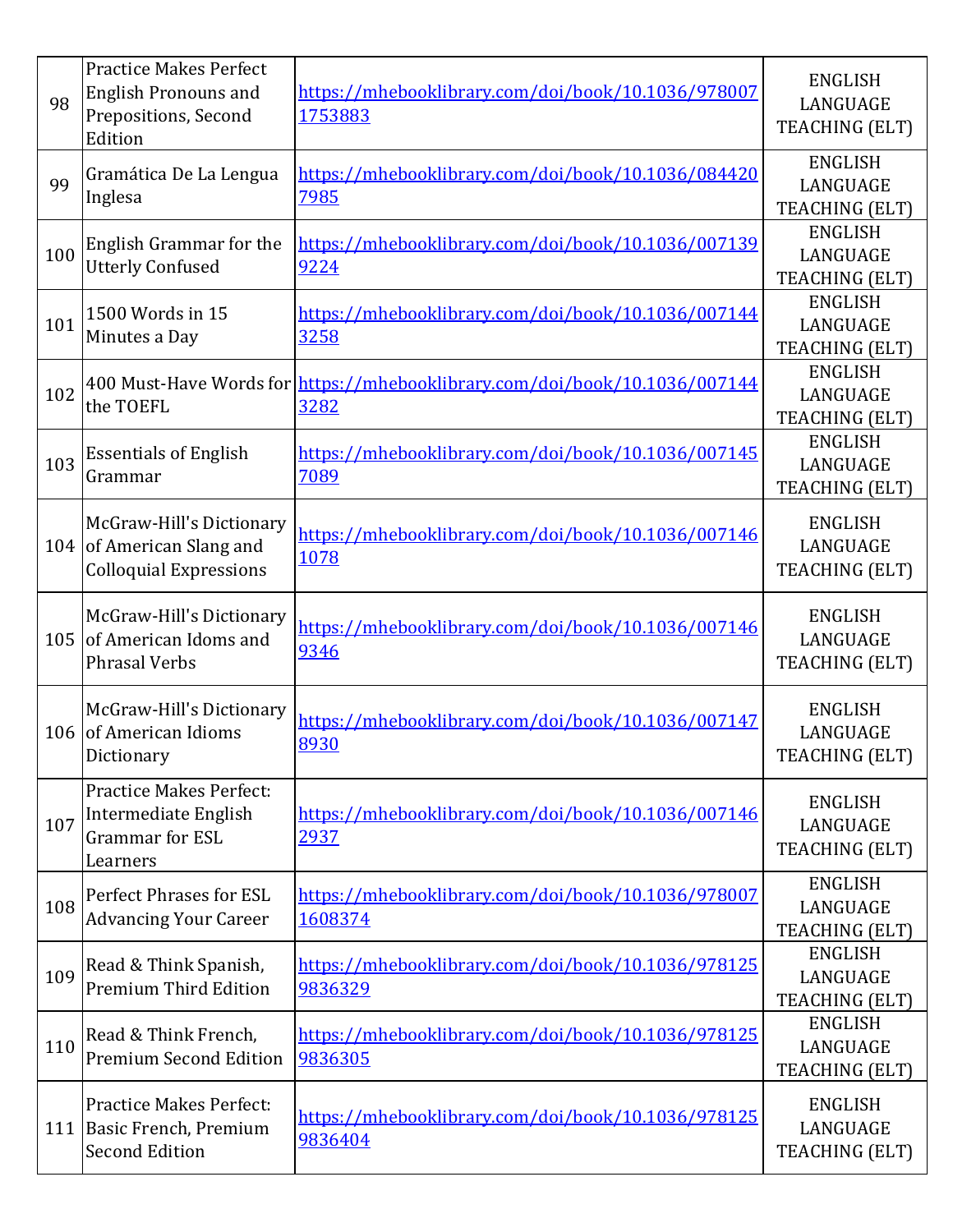| | | | |
|---|---|---|---|
| 98 | Practice Makes Perfect English Pronouns and Prepositions, Second Edition | https://mhebooklibrary.com/doi/book/10.1036/9780071753883 | ENGLISH LANGUAGE TEACHING (ELT) |
| 99 | Gramática De La Lengua Inglesa | https://mhebooklibrary.com/doi/book/10.1036/0844207985 | ENGLISH LANGUAGE TEACHING (ELT) |
| 100 | English Grammar for the Utterly Confused | https://mhebooklibrary.com/doi/book/10.1036/0071399224 | ENGLISH LANGUAGE TEACHING (ELT) |
| 101 | 1500 Words in 15 Minutes a Day | https://mhebooklibrary.com/doi/book/10.1036/0071443258 | ENGLISH LANGUAGE TEACHING (ELT) |
| 102 | 400 Must-Have Words for the TOEFL | https://mhebooklibrary.com/doi/book/10.1036/0071443282 | ENGLISH LANGUAGE TEACHING (ELT) |
| 103 | Essentials of English Grammar | https://mhebooklibrary.com/doi/book/10.1036/0071457089 | ENGLISH LANGUAGE TEACHING (ELT) |
| 104 | McGraw-Hill's Dictionary of American Slang and Colloquial Expressions | https://mhebooklibrary.com/doi/book/10.1036/0071461078 | ENGLISH LANGUAGE TEACHING (ELT) |
| 105 | McGraw-Hill's Dictionary of American Idoms and Phrasal Verbs | https://mhebooklibrary.com/doi/book/10.1036/0071469346 | ENGLISH LANGUAGE TEACHING (ELT) |
| 106 | McGraw-Hill's Dictionary of American Idioms Dictionary | https://mhebooklibrary.com/doi/book/10.1036/0071478930 | ENGLISH LANGUAGE TEACHING (ELT) |
| 107 | Practice Makes Perfect: Intermediate English Grammar for ESL Learners | https://mhebooklibrary.com/doi/book/10.1036/0071462937 | ENGLISH LANGUAGE TEACHING (ELT) |
| 108 | Perfect Phrases for ESL Advancing Your Career | https://mhebooklibrary.com/doi/book/10.1036/9780071608374 | ENGLISH LANGUAGE TEACHING (ELT) |
| 109 | Read & Think Spanish, Premium Third Edition | https://mhebooklibrary.com/doi/book/10.1036/9781259836329 | ENGLISH LANGUAGE TEACHING (ELT) |
| 110 | Read & Think French, Premium Second Edition | https://mhebooklibrary.com/doi/book/10.1036/9781259836305 | ENGLISH LANGUAGE TEACHING (ELT) |
| 111 | Practice Makes Perfect: Basic French, Premium Second Edition | https://mhebooklibrary.com/doi/book/10.1036/9781259836404 | ENGLISH LANGUAGE TEACHING (ELT) |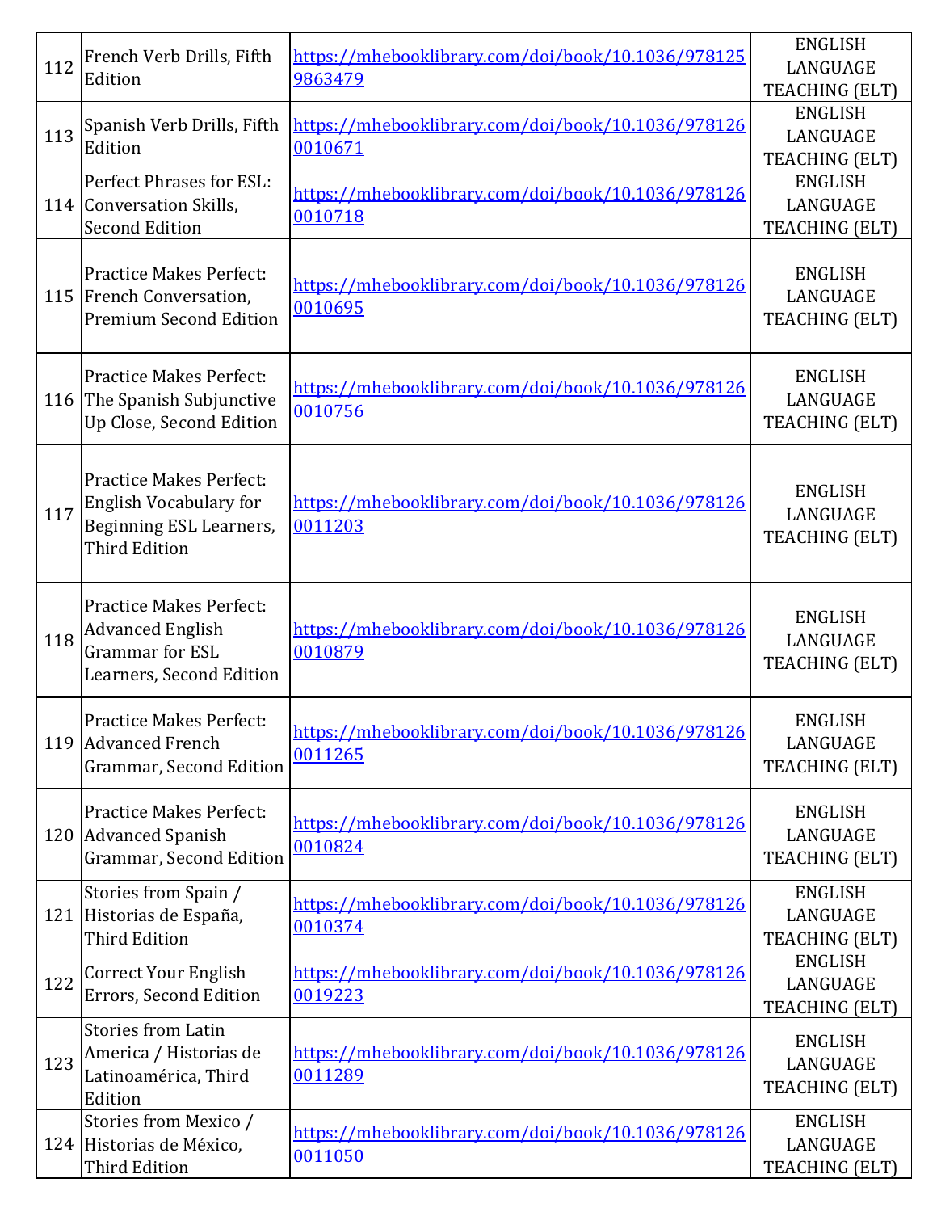| 112 | French Verb Drills, Fifth Edition | https://mhebooklibrary.com/doi/book/10.1036/9781259863479 | ENGLISH LANGUAGE TEACHING (ELT) |
|---|---|---|---|
| 113 | Spanish Verb Drills, Fifth Edition | https://mhebooklibrary.com/doi/book/10.1036/9781260010671 | ENGLISH LANGUAGE TEACHING (ELT) |
| 114 | Perfect Phrases for ESL: Conversation Skills, Second Edition | https://mhebooklibrary.com/doi/book/10.1036/9781260010718 | ENGLISH LANGUAGE TEACHING (ELT) |
| 115 | Practice Makes Perfect: French Conversation, Premium Second Edition | https://mhebooklibrary.com/doi/book/10.1036/9781260010695 | ENGLISH LANGUAGE TEACHING (ELT) |
| 116 | Practice Makes Perfect: The Spanish Subjunctive Up Close, Second Edition | https://mhebooklibrary.com/doi/book/10.1036/9781260010756 | ENGLISH LANGUAGE TEACHING (ELT) |
| 117 | Practice Makes Perfect: English Vocabulary for Beginning ESL Learners, Third Edition | https://mhebooklibrary.com/doi/book/10.1036/9781260011203 | ENGLISH LANGUAGE TEACHING (ELT) |
| 118 | Practice Makes Perfect: Advanced English Grammar for ESL Learners, Second Edition | https://mhebooklibrary.com/doi/book/10.1036/9781260010879 | ENGLISH LANGUAGE TEACHING (ELT) |
| 119 | Practice Makes Perfect: Advanced French Grammar, Second Edition | https://mhebooklibrary.com/doi/book/10.1036/9781260011265 | ENGLISH LANGUAGE TEACHING (ELT) |
| 120 | Practice Makes Perfect: Advanced Spanish Grammar, Second Edition | https://mhebooklibrary.com/doi/book/10.1036/9781260010824 | ENGLISH LANGUAGE TEACHING (ELT) |
| 121 | Stories from Spain / Historias de España, Third Edition | https://mhebooklibrary.com/doi/book/10.1036/9781260010374 | ENGLISH LANGUAGE TEACHING (ELT) |
| 122 | Correct Your English Errors, Second Edition | https://mhebooklibrary.com/doi/book/10.1036/9781260019223 | ENGLISH LANGUAGE TEACHING (ELT) |
| 123 | Stories from Latin America / Historias de Latinoamérica, Third Edition | https://mhebooklibrary.com/doi/book/10.1036/9781260011289 | ENGLISH LANGUAGE TEACHING (ELT) |
| 124 | Stories from Mexico / Historias de México, Third Edition | https://mhebooklibrary.com/doi/book/10.1036/9781260011050 | ENGLISH LANGUAGE TEACHING (ELT) |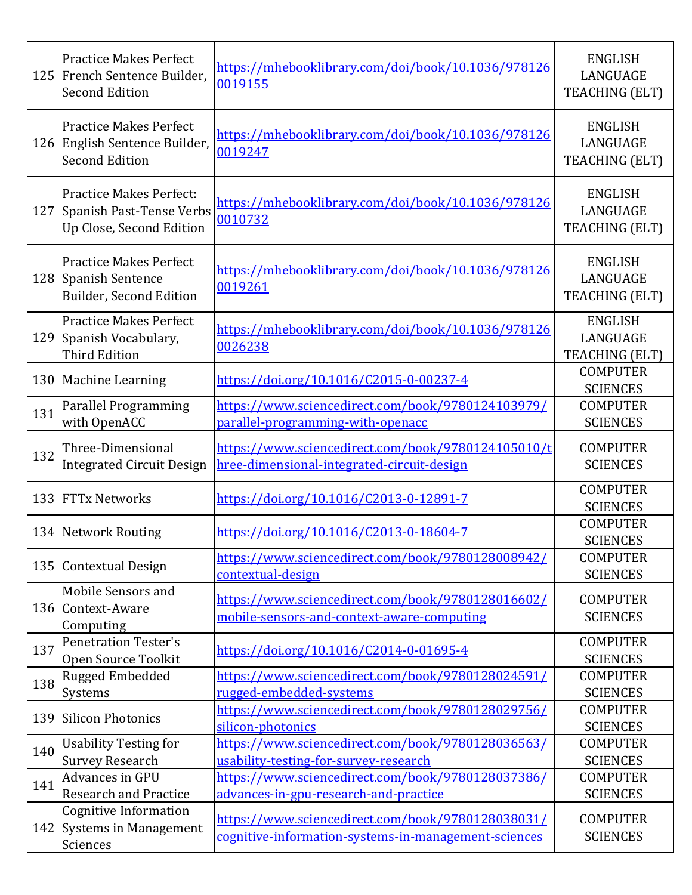| | | | |
|---|---|---|---|
| 125 | Practice Makes Perfect French Sentence Builder, Second Edition | https://mhebooklibrary.com/doi/book/10.1036/9781260019155 | ENGLISH LANGUAGE TEACHING (ELT) |
| 126 | Practice Makes Perfect English Sentence Builder, Second Edition | https://mhebooklibrary.com/doi/book/10.1036/9781260019247 | ENGLISH LANGUAGE TEACHING (ELT) |
| 127 | Practice Makes Perfect: Spanish Past-Tense Verbs Up Close, Second Edition | https://mhebooklibrary.com/doi/book/10.1036/9781260010732 | ENGLISH LANGUAGE TEACHING (ELT) |
| 128 | Practice Makes Perfect Spanish Sentence Builder, Second Edition | https://mhebooklibrary.com/doi/book/10.1036/9781260019261 | ENGLISH LANGUAGE TEACHING (ELT) |
| 129 | Practice Makes Perfect Spanish Vocabulary, Third Edition | https://mhebooklibrary.com/doi/book/10.1036/9781260026238 | ENGLISH LANGUAGE TEACHING (ELT) |
| 130 | Machine Learning | https://doi.org/10.1016/C2015-0-00237-4 | COMPUTER SCIENCES |
| 131 | Parallel Programming with OpenACC | https://www.sciencedirect.com/book/9780124103979/parallel-programming-with-openacc | COMPUTER SCIENCES |
| 132 | Three-Dimensional Integrated Circuit Design | https://www.sciencedirect.com/book/9780124105010/three-dimensional-integrated-circuit-design | COMPUTER SCIENCES |
| 133 | FTTx Networks | https://doi.org/10.1016/C2013-0-12891-7 | COMPUTER SCIENCES |
| 134 | Network Routing | https://doi.org/10.1016/C2013-0-18604-7 | COMPUTER SCIENCES |
| 135 | Contextual Design | https://www.sciencedirect.com/book/9780128008942/contextual-design | COMPUTER SCIENCES |
| 136 | Mobile Sensors and Context-Aware Computing | https://www.sciencedirect.com/book/9780128016602/mobile-sensors-and-context-aware-computing | COMPUTER SCIENCES |
| 137 | Penetration Tester's Open Source Toolkit | https://doi.org/10.1016/C2014-0-01695-4 | COMPUTER SCIENCES |
| 138 | Rugged Embedded Systems | https://www.sciencedirect.com/book/9780128024591/rugged-embedded-systems | COMPUTER SCIENCES |
| 139 | Silicon Photonics | https://www.sciencedirect.com/book/9780128029756/silicon-photonics | COMPUTER SCIENCES |
| 140 | Usability Testing for Survey Research | https://www.sciencedirect.com/book/9780128036563/usability-testing-for-survey-research | COMPUTER SCIENCES |
| 141 | Advances in GPU Research and Practice | https://www.sciencedirect.com/book/9780128037386/advances-in-gpu-research-and-practice | COMPUTER SCIENCES |
| 142 | Cognitive Information Systems in Management Sciences | https://www.sciencedirect.com/book/9780128038031/cognitive-information-systems-in-management-sciences | COMPUTER SCIENCES |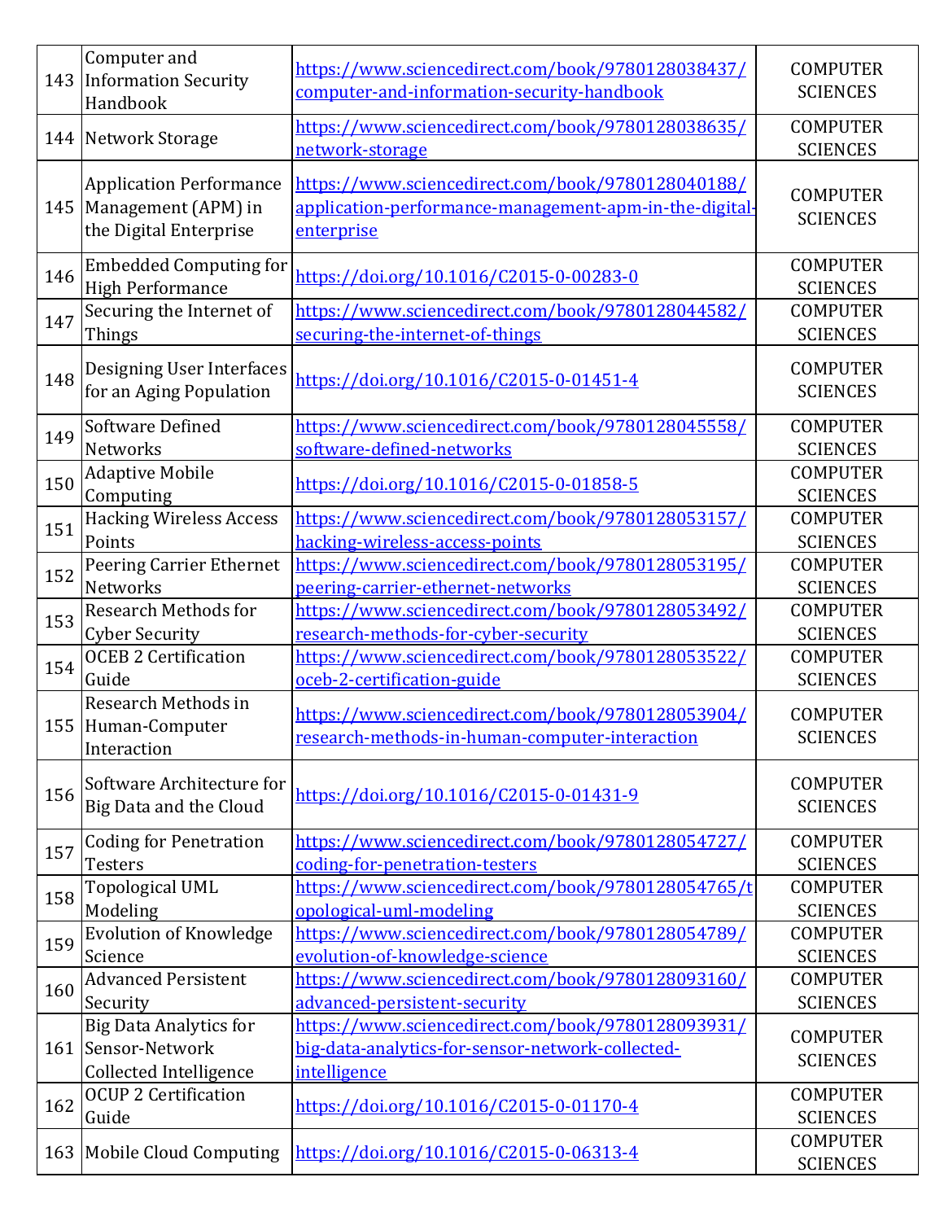| 143 | Computer and Information Security Handbook | https://www.sciencedirect.com/book/9780128038437/computer-and-information-security-handbook | COMPUTER SCIENCES |
|---|---|---|---|
| 144 | Network Storage | https://www.sciencedirect.com/book/9780128038635/network-storage | COMPUTER SCIENCES |
| 145 | Application Performance Management (APM) in the Digital Enterprise | https://www.sciencedirect.com/book/9780128040188/application-performance-management-apm-in-the-digital-enterprise | COMPUTER SCIENCES |
| 146 | Embedded Computing for High Performance | https://doi.org/10.1016/C2015-0-00283-0 | COMPUTER SCIENCES |
| 147 | Securing the Internet of Things | https://www.sciencedirect.com/book/9780128044582/securing-the-internet-of-things | COMPUTER SCIENCES |
| 148 | Designing User Interfaces for an Aging Population | https://doi.org/10.1016/C2015-0-01451-4 | COMPUTER SCIENCES |
| 149 | Software Defined Networks | https://www.sciencedirect.com/book/9780128045558/software-defined-networks | COMPUTER SCIENCES |
| 150 | Adaptive Mobile Computing | https://doi.org/10.1016/C2015-0-01858-5 | COMPUTER SCIENCES |
| 151 | Hacking Wireless Access Points | https://www.sciencedirect.com/book/9780128053157/hacking-wireless-access-points | COMPUTER SCIENCES |
| 152 | Peering Carrier Ethernet Networks | https://www.sciencedirect.com/book/9780128053195/peering-carrier-ethernet-networks | COMPUTER SCIENCES |
| 153 | Research Methods for Cyber Security | https://www.sciencedirect.com/book/9780128053492/research-methods-for-cyber-security | COMPUTER SCIENCES |
| 154 | OCEB 2 Certification Guide | https://www.sciencedirect.com/book/9780128053522/oceb-2-certification-guide | COMPUTER SCIENCES |
| 155 | Research Methods in Human-Computer Interaction | https://www.sciencedirect.com/book/9780128053904/research-methods-in-human-computer-interaction | COMPUTER SCIENCES |
| 156 | Software Architecture for Big Data and the Cloud | https://doi.org/10.1016/C2015-0-01431-9 | COMPUTER SCIENCES |
| 157 | Coding for Penetration Testers | https://www.sciencedirect.com/book/9780128054727/coding-for-penetration-testers | COMPUTER SCIENCES |
| 158 | Topological UML Modeling | https://www.sciencedirect.com/book/9780128054765/topological-uml-modeling | COMPUTER SCIENCES |
| 159 | Evolution of Knowledge Science | https://www.sciencedirect.com/book/9780128054789/evolution-of-knowledge-science | COMPUTER SCIENCES |
| 160 | Advanced Persistent Security | https://www.sciencedirect.com/book/9780128093160/advanced-persistent-security | COMPUTER SCIENCES |
| 161 | Big Data Analytics for Sensor-Network Collected Intelligence | https://www.sciencedirect.com/book/9780128093931/big-data-analytics-for-sensor-network-collected-intelligence | COMPUTER SCIENCES |
| 162 | OCUP 2 Certification Guide | https://doi.org/10.1016/C2015-0-01170-4 | COMPUTER SCIENCES |
| 163 | Mobile Cloud Computing | https://doi.org/10.1016/C2015-0-06313-4 | COMPUTER SCIENCES |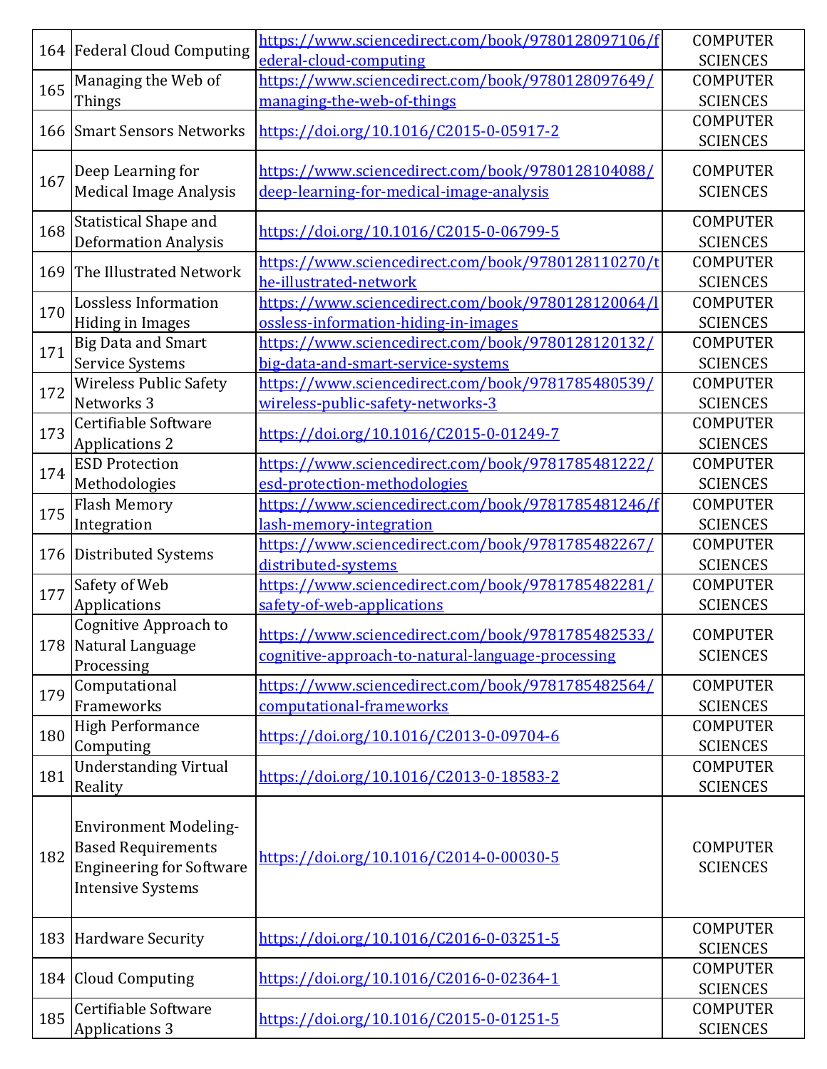| | | | |
|---|---|---|---|
| 164 | Federal Cloud Computing | https://www.sciencedirect.com/book/9780128097106/federal-cloud-computing | COMPUTER SCIENCES |
| 165 | Managing the Web of Things | https://www.sciencedirect.com/book/9780128097649/managing-the-web-of-things | COMPUTER SCIENCES |
| 166 | Smart Sensors Networks | https://doi.org/10.1016/C2015-0-05917-2 | COMPUTER SCIENCES |
| 167 | Deep Learning for Medical Image Analysis | https://www.sciencedirect.com/book/9780128104088/deep-learning-for-medical-image-analysis | COMPUTER SCIENCES |
| 168 | Statistical Shape and Deformation Analysis | https://doi.org/10.1016/C2015-0-06799-5 | COMPUTER SCIENCES |
| 169 | The Illustrated Network | https://www.sciencedirect.com/book/9780128110270/the-illustrated-network | COMPUTER SCIENCES |
| 170 | Lossless Information Hiding in Images | https://www.sciencedirect.com/book/9780128120064/lossless-information-hiding-in-images | COMPUTER SCIENCES |
| 171 | Big Data and Smart Service Systems | https://www.sciencedirect.com/book/9780128120132/big-data-and-smart-service-systems | COMPUTER SCIENCES |
| 172 | Wireless Public Safety Networks 3 | https://www.sciencedirect.com/book/9781785480539/wireless-public-safety-networks-3 | COMPUTER SCIENCES |
| 173 | Certifiable Software Applications 2 | https://doi.org/10.1016/C2015-0-01249-7 | COMPUTER SCIENCES |
| 174 | ESD Protection Methodologies | https://www.sciencedirect.com/book/9781785481222/esd-protection-methodologies | COMPUTER SCIENCES |
| 175 | Flash Memory Integration | https://www.sciencedirect.com/book/9781785481246/flash-memory-integration | COMPUTER SCIENCES |
| 176 | Distributed Systems | https://www.sciencedirect.com/book/9781785482267/distributed-systems | COMPUTER SCIENCES |
| 177 | Safety of Web Applications | https://www.sciencedirect.com/book/9781785482281/safety-of-web-applications | COMPUTER SCIENCES |
| 178 | Cognitive Approach to Natural Language Processing | https://www.sciencedirect.com/book/9781785482533/cognitive-approach-to-natural-language-processing | COMPUTER SCIENCES |
| 179 | Computational Frameworks | https://www.sciencedirect.com/book/9781785482564/computational-frameworks | COMPUTER SCIENCES |
| 180 | High Performance Computing | https://doi.org/10.1016/C2013-0-09704-6 | COMPUTER SCIENCES |
| 181 | Understanding Virtual Reality | https://doi.org/10.1016/C2013-0-18583-2 | COMPUTER SCIENCES |
| 182 | Environment Modeling-Based Requirements Engineering for Software Intensive Systems | https://doi.org/10.1016/C2014-0-00030-5 | COMPUTER SCIENCES |
| 183 | Hardware Security | https://doi.org/10.1016/C2016-0-03251-5 | COMPUTER SCIENCES |
| 184 | Cloud Computing | https://doi.org/10.1016/C2016-0-02364-1 | COMPUTER SCIENCES |
| 185 | Certifiable Software Applications 3 | https://doi.org/10.1016/C2015-0-01251-5 | COMPUTER SCIENCES |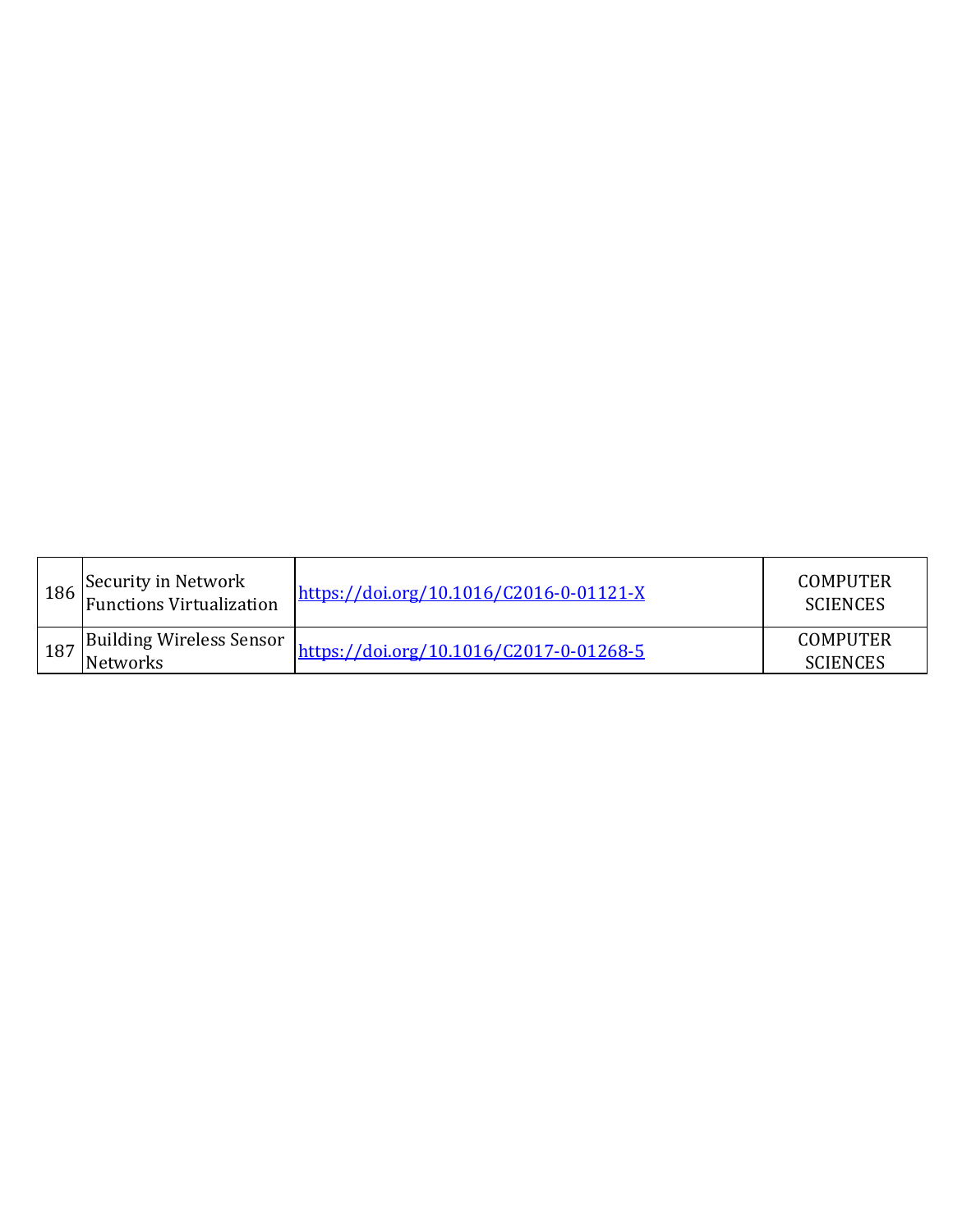| | | | |
|---|---|---|---|
| 186 | Security in Network Functions Virtualization | https://doi.org/10.1016/C2016-0-01121-X | COMPUTER SCIENCES |
| 187 | Building Wireless Sensor Networks | https://doi.org/10.1016/C2017-0-01268-5 | COMPUTER SCIENCES |